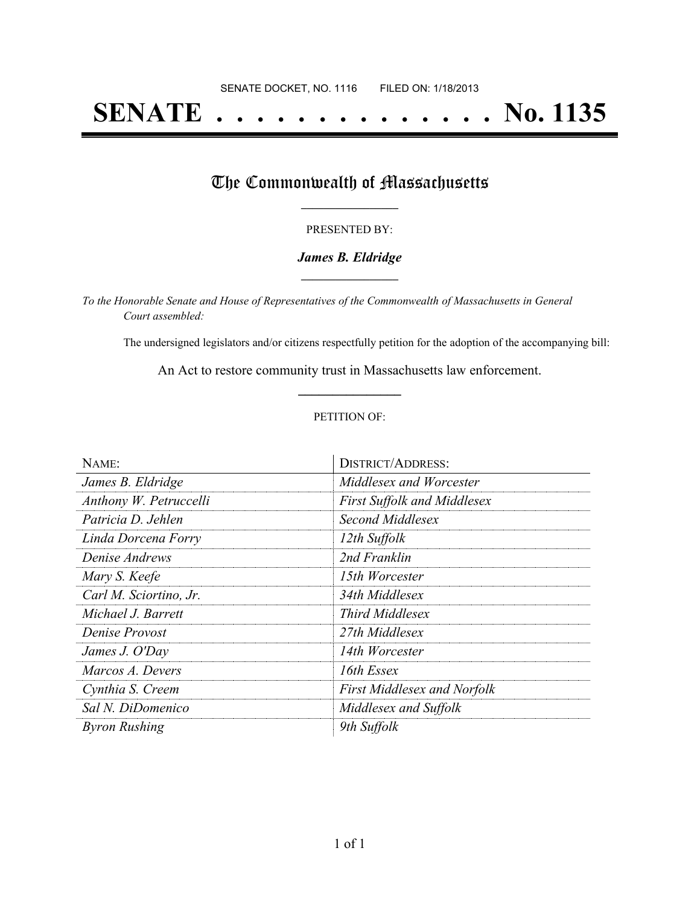SENATE DOCKET, NO. 1116        FILED ON: 1/18/2013

# SENATE . . . . . . . . . . . . . . No. 1135

## The Commonwealth of Massachusetts

PRESENTED BY:

***James B. Eldridge***

*To the Honorable Senate and House of Representatives of the Commonwealth of Massachusetts in General Court assembled:*

The undersigned legislators and/or citizens respectfully petition for the adoption of the accompanying bill:

An Act to restore community trust in Massachusetts law enforcement.

PETITION OF:

| NAME: | DISTRICT/ADDRESS: |
| --- | --- |
| *James B. Eldridge* | *Middlesex and Worcester* |
| *Anthony W. Petruccelli* | *First Suffolk and Middlesex* |
| *Patricia D. Jehlen* | *Second Middlesex* |
| *Linda Dorcena Forry* | *12th Suffolk* |
| *Denise Andrews* | *2nd Franklin* |
| *Mary S. Keefe* | *15th Worcester* |
| *Carl M. Sciortino, Jr.* | *34th Middlesex* |
| *Michael J. Barrett* | *Third Middlesex* |
| *Denise Provost* | *27th Middlesex* |
| *James J. O'Day* | *14th Worcester* |
| *Marcos A. Devers* | *16th Essex* |
| *Cynthia S. Creem* | *First Middlesex and Norfolk* |
| *Sal N. DiDomenico* | *Middlesex and Suffolk* |
| *Byron Rushing* | *9th Suffolk* |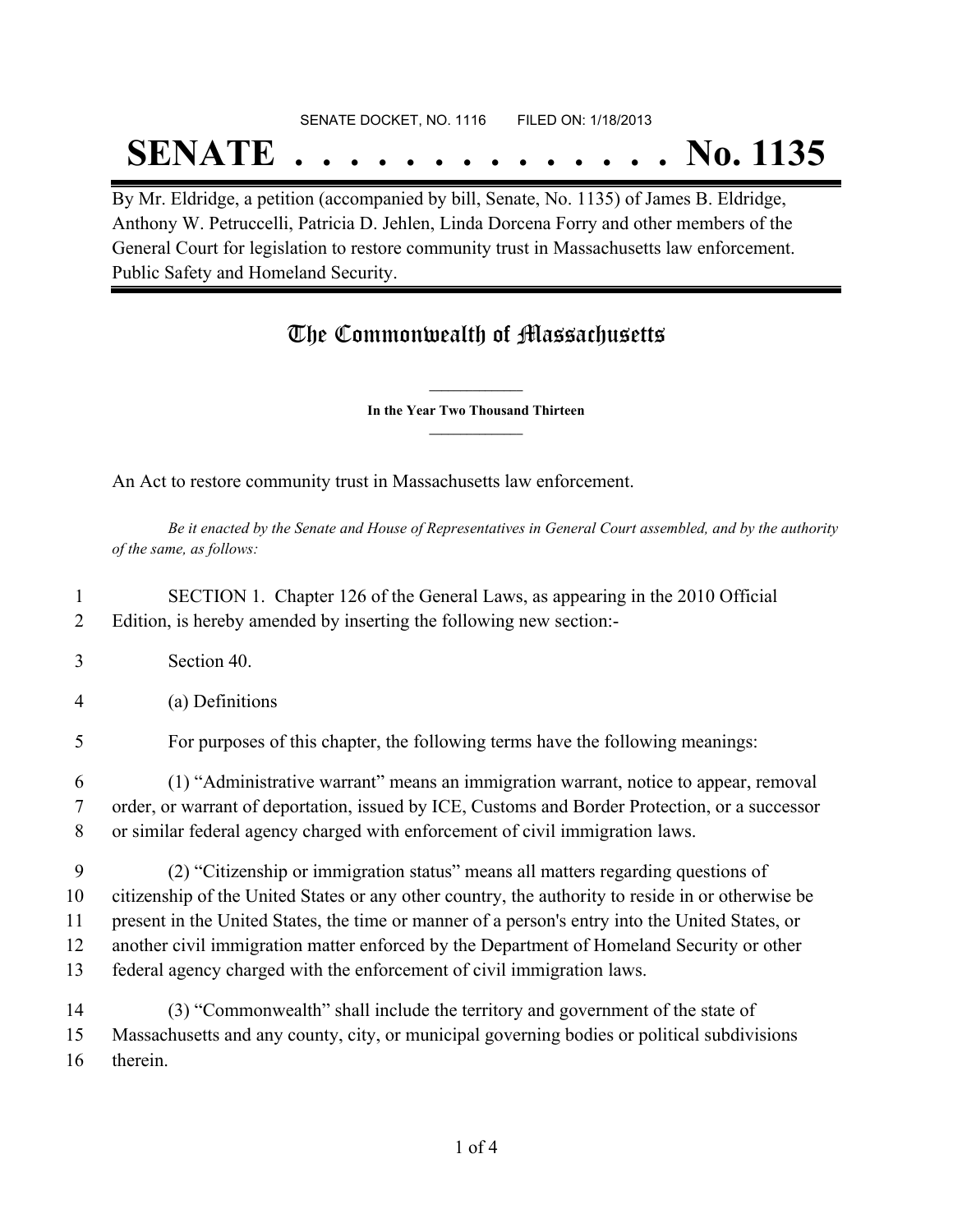SENATE DOCKET, NO. 1116        FILED ON: 1/18/2013

# SENATE . . . . . . . . . . . . . . No. 1135

By Mr. Eldridge, a petition (accompanied by bill, Senate, No. 1135) of James B. Eldridge, Anthony W. Petruccelli, Patricia D. Jehlen, Linda Dorcena Forry and other members of the General Court for legislation to restore community trust in Massachusetts law enforcement. Public Safety and Homeland Security.

## The Commonwealth of Massachusetts

**In the Year Two Thousand Thirteen**

An Act to restore community trust in Massachusetts law enforcement.

*Be it enacted by the Senate and House of Representatives in General Court assembled, and by the authority of the same, as follows:*

1 SECTION 1. Chapter 126 of the General Laws, as appearing in the 2010 Official
2 Edition, is hereby amended by inserting the following new section:-

3 Section 40.

4 (a) Definitions

5 For purposes of this chapter, the following terms have the following meanings:

6 (1) "Administrative warrant" means an immigration warrant, notice to appear, removal
7 order, or warrant of deportation, issued by ICE, Customs and Border Protection, or a successor
8 or similar federal agency charged with enforcement of civil immigration laws.

9 (2) "Citizenship or immigration status" means all matters regarding questions of
10 citizenship of the United States or any other country, the authority to reside in or otherwise be
11 present in the United States, the time or manner of a person's entry into the United States, or
12 another civil immigration matter enforced by the Department of Homeland Security or other
13 federal agency charged with the enforcement of civil immigration laws.

14 (3) "Commonwealth" shall include the territory and government of the state of
15 Massachusetts and any county, city, or municipal governing bodies or political subdivisions
16 therein.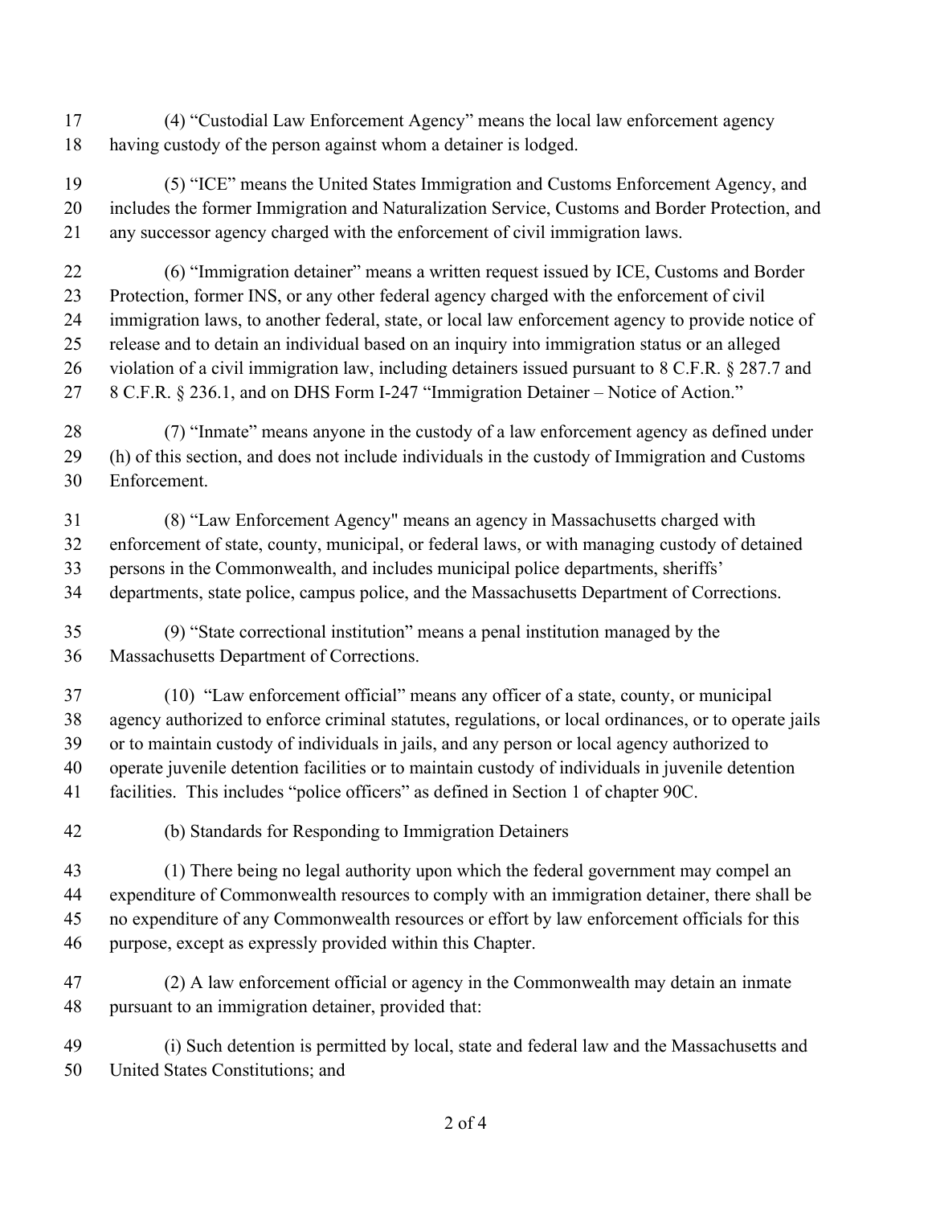(4) “Custodial Law Enforcement Agency” means the local law enforcement agency having custody of the person against whom a detainer is lodged.

(5) “ICE” means the United States Immigration and Customs Enforcement Agency, and includes the former Immigration and Naturalization Service, Customs and Border Protection, and any successor agency charged with the enforcement of civil immigration laws.

(6) “Immigration detainer” means a written request issued by ICE, Customs and Border Protection, former INS, or any other federal agency charged with the enforcement of civil immigration laws, to another federal, state, or local law enforcement agency to provide notice of release and to detain an individual based on an inquiry into immigration status or an alleged violation of a civil immigration law, including detainers issued pursuant to 8 C.F.R. § 287.7 and 8 C.F.R. § 236.1, and on DHS Form I-247 “Immigration Detainer – Notice of Action.”

(7) “Inmate” means anyone in the custody of a law enforcement agency as defined under (h) of this section, and does not include individuals in the custody of Immigration and Customs Enforcement.

(8) “Law Enforcement Agency" means an agency in Massachusetts charged with enforcement of state, county, municipal, or federal laws, or with managing custody of detained persons in the Commonwealth, and includes municipal police departments, sheriffs' departments, state police, campus police, and the Massachusetts Department of Corrections.

(9) “State correctional institution” means a penal institution managed by the Massachusetts Department of Corrections.

(10) “Law enforcement official” means any officer of a state, county, or municipal agency authorized to enforce criminal statutes, regulations, or local ordinances, or to operate jails or to maintain custody of individuals in jails, and any person or local agency authorized to operate juvenile detention facilities or to maintain custody of individuals in juvenile detention facilities. This includes “police officers” as defined in Section 1 of chapter 90C.

(b) Standards for Responding to Immigration Detainers

(1) There being no legal authority upon which the federal government may compel an expenditure of Commonwealth resources to comply with an immigration detainer, there shall be no expenditure of any Commonwealth resources or effort by law enforcement officials for this purpose, except as expressly provided within this Chapter.

(2) A law enforcement official or agency in the Commonwealth may detain an inmate pursuant to an immigration detainer, provided that:

(i) Such detention is permitted by local, state and federal law and the Massachusetts and United States Constitutions; and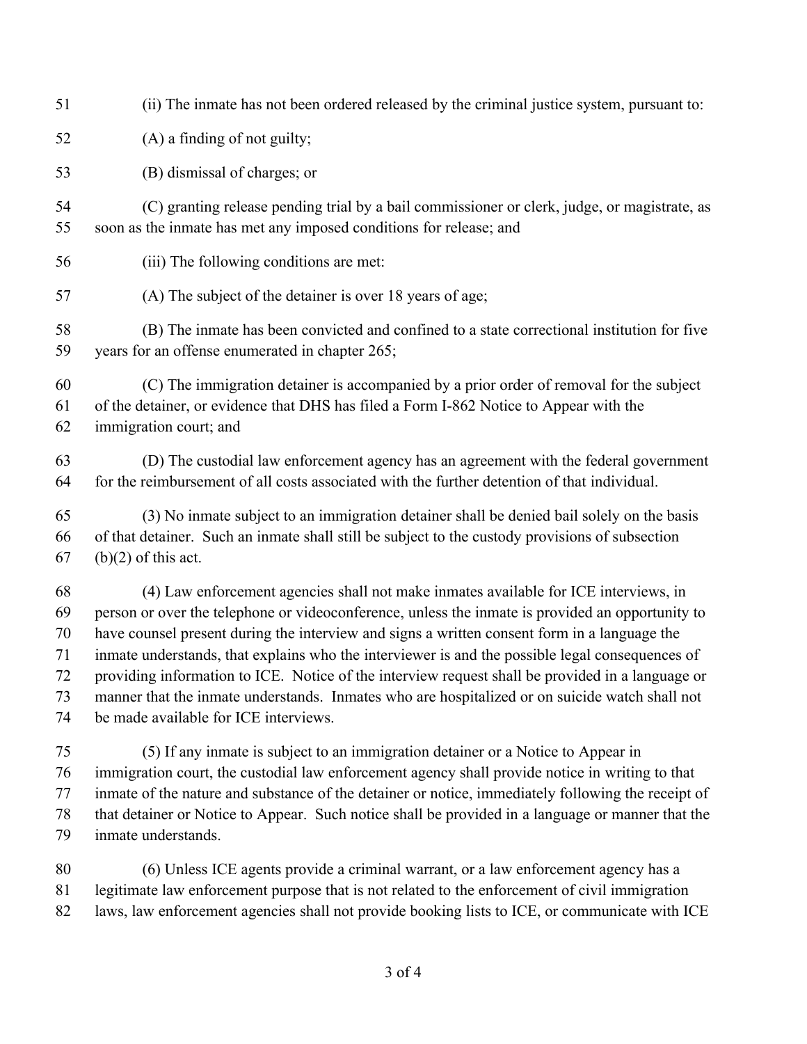(ii) The inmate has not been ordered released by the criminal justice system, pursuant to:

(A) a finding of not guilty;

(B) dismissal of charges; or

(C) granting release pending trial by a bail commissioner or clerk, judge, or magistrate, as soon as the inmate has met any imposed conditions for release; and

(iii) The following conditions are met:

(A) The subject of the detainer is over 18 years of age;

(B) The inmate has been convicted and confined to a state correctional institution for five years for an offense enumerated in chapter 265;

(C) The immigration detainer is accompanied by a prior order of removal for the subject of the detainer, or evidence that DHS has filed a Form I-862 Notice to Appear with the immigration court; and

(D) The custodial law enforcement agency has an agreement with the federal government for the reimbursement of all costs associated with the further detention of that individual.

(3) No inmate subject to an immigration detainer shall be denied bail solely on the basis of that detainer. Such an inmate shall still be subject to the custody provisions of subsection (b)(2) of this act.

(4) Law enforcement agencies shall not make inmates available for ICE interviews, in person or over the telephone or videoconference, unless the inmate is provided an opportunity to have counsel present during the interview and signs a written consent form in a language the inmate understands, that explains who the interviewer is and the possible legal consequences of providing information to ICE. Notice of the interview request shall be provided in a language or manner that the inmate understands. Inmates who are hospitalized or on suicide watch shall not be made available for ICE interviews.

(5) If any inmate is subject to an immigration detainer or a Notice to Appear in immigration court, the custodial law enforcement agency shall provide notice in writing to that inmate of the nature and substance of the detainer or notice, immediately following the receipt of that detainer or Notice to Appear. Such notice shall be provided in a language or manner that the inmate understands.

(6) Unless ICE agents provide a criminal warrant, or a law enforcement agency has a legitimate law enforcement purpose that is not related to the enforcement of civil immigration laws, law enforcement agencies shall not provide booking lists to ICE, or communicate with ICE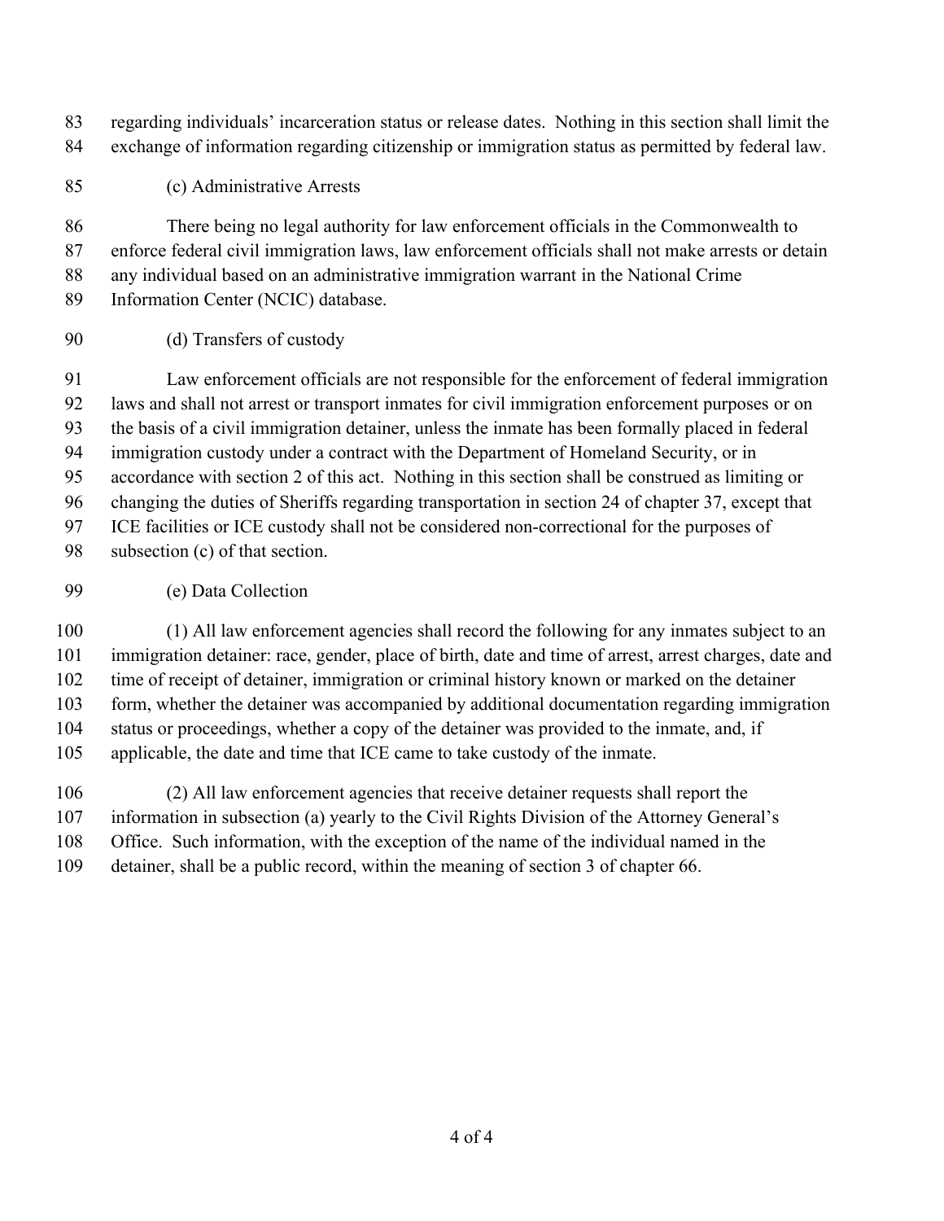regarding individuals' incarceration status or release dates. Nothing in this section shall limit the exchange of information regarding citizenship or immigration status as permitted by federal law.

(c) Administrative Arrests

There being no legal authority for law enforcement officials in the Commonwealth to enforce federal civil immigration laws, law enforcement officials shall not make arrests or detain any individual based on an administrative immigration warrant in the National Crime Information Center (NCIC) database.

(d) Transfers of custody

Law enforcement officials are not responsible for the enforcement of federal immigration laws and shall not arrest or transport inmates for civil immigration enforcement purposes or on the basis of a civil immigration detainer, unless the inmate has been formally placed in federal immigration custody under a contract with the Department of Homeland Security, or in accordance with section 2 of this act. Nothing in this section shall be construed as limiting or changing the duties of Sheriffs regarding transportation in section 24 of chapter 37, except that ICE facilities or ICE custody shall not be considered non-correctional for the purposes of subsection (c) of that section.

(e) Data Collection

(1) All law enforcement agencies shall record the following for any inmates subject to an immigration detainer: race, gender, place of birth, date and time of arrest, arrest charges, date and time of receipt of detainer, immigration or criminal history known or marked on the detainer form, whether the detainer was accompanied by additional documentation regarding immigration status or proceedings, whether a copy of the detainer was provided to the inmate, and, if applicable, the date and time that ICE came to take custody of the inmate.

(2) All law enforcement agencies that receive detainer requests shall report the information in subsection (a) yearly to the Civil Rights Division of the Attorney General's Office. Such information, with the exception of the name of the individual named in the detainer, shall be a public record, within the meaning of section 3 of chapter 66.